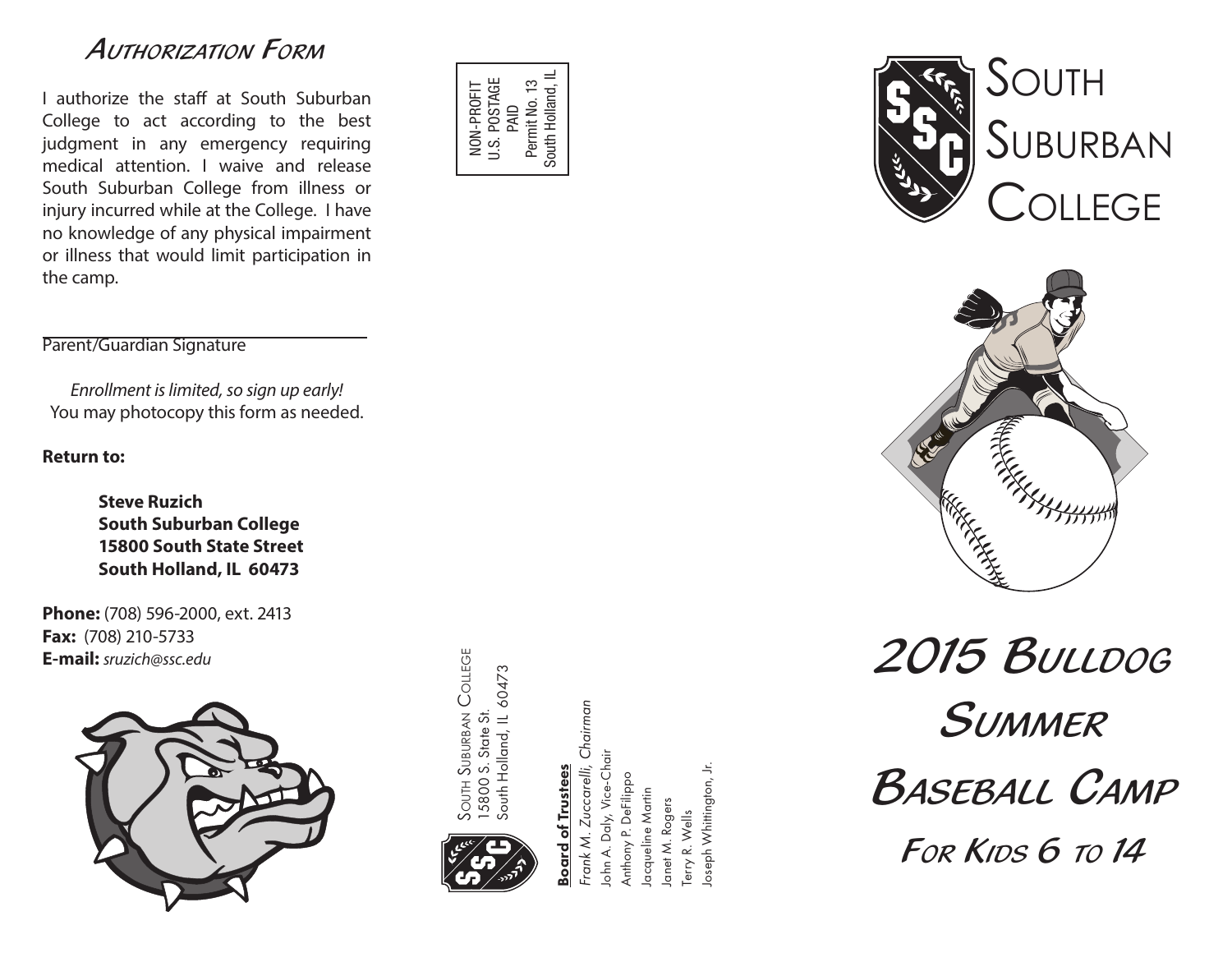## Authorization Form

I authorize the staff at South Suburban College to act according to the best judgment in any emergency requiring medical attention. I waive and release South Suburban College from illness or injury incurred while at the College. I have no knowledge of any physical impairment or illness that would limit participation in the camp.

Parent/Guardian Signature

*Enrollment is limited, so sign up early!*
You may photocopy this form as needed.

**Return to:**

**Steve Ruzich**
**South Suburban College**
**15800 South State Street**
**South Holland, IL 60473**

**Phone:** (708) 596-2000, ext. 2413
**Fax:** (708) 210-5733
**E-mail:** *sruzich@ssc.edu*

NON-PROFIT
U.S. POSTAGE
PAID
Permit No. 13
South Holland, IL

South Suburban College
15800 S. State St.
South Holland, IL 60473

**Board of Trustees**
*Frank M. Zuccarelli, Chairman*
John A. Daly, Vice-Chair
Anthony P. DeFilippo
Jacqueline Martin
Janet M. Rogers
Terry R. Wells
Joseph Whittington, Jr.

South Suburban College

# 2015 Bulldog Summer Baseball Camp

## For Kids 6 to 14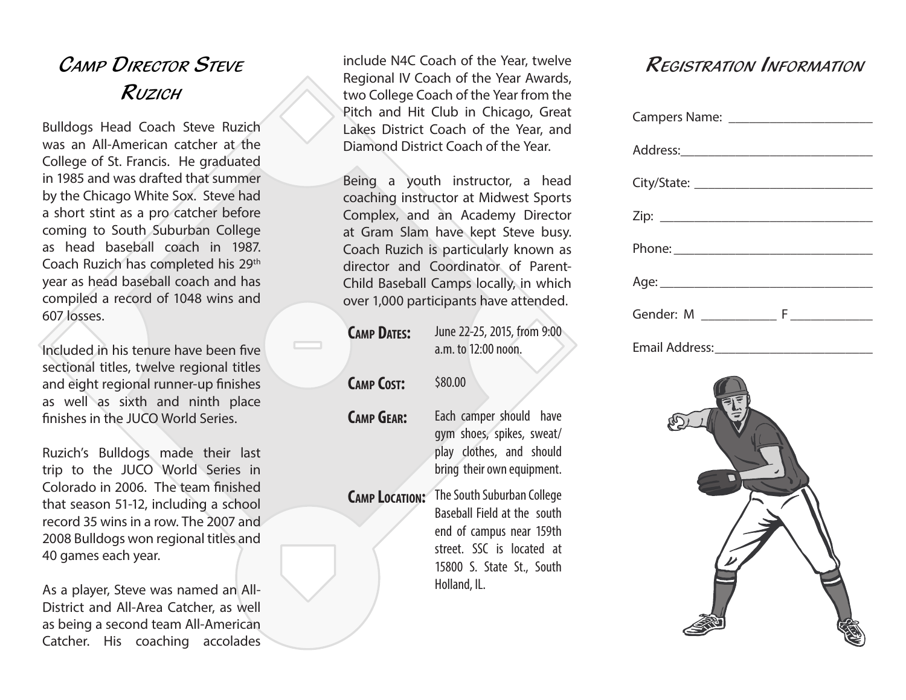## Camp Director Steve Ruzich

Bulldogs Head Coach Steve Ruzich was an All-American catcher at the College of St. Francis. He graduated in 1985 and was drafted that summer by the Chicago White Sox. Steve had a short stint as a pro catcher before coming to South Suburban College as head baseball coach in 1987. Coach Ruzich has completed his 29th year as head baseball coach and has compiled a record of 1048 wins and 607 losses.

Included in his tenure have been five sectional titles, twelve regional titles and eight regional runner-up finishes as well as sixth and ninth place finishes in the JUCO World Series.

Ruzich's Bulldogs made their last trip to the JUCO World Series in Colorado in 2006. The team finished that season 51-12, including a school record 35 wins in a row. The 2007 and 2008 Bulldogs won regional titles and 40 games each year.

As a player, Steve was named an All-District and All-Area Catcher, as well as being a second team All-American Catcher. His coaching accolades include N4C Coach of the Year, twelve Regional IV Coach of the Year Awards, two College Coach of the Year from the Pitch and Hit Club in Chicago, Great Lakes District Coach of the Year, and Diamond District Coach of the Year.

Being a youth instructor, a head coaching instructor at Midwest Sports Complex, and an Academy Director at Gram Slam have kept Steve busy. Coach Ruzich is particularly known as director and Coordinator of Parent-Child Baseball Camps locally, in which over 1,000 participants have attended.

**Camp Dates:** June 22-25, 2015, from 9:00 a.m. to 12:00 noon.

**Camp Cost:** $80.00

**Camp Gear:** Each camper should have gym shoes, spikes, sweat/play clothes, and should bring their own equipment.

**Camp Location:** The South Suburban College Baseball Field at the south end of campus near 159th street. SSC is located at 15800 S. State St., South Holland, IL.

## Registration Information

Campers Name: ______________________

Address: ______________________

City/State: ______________________

Zip: ______________________

Phone: ______________________

Age: ______________________

Gender: M ____________ F ____________

Email Address: ______________________